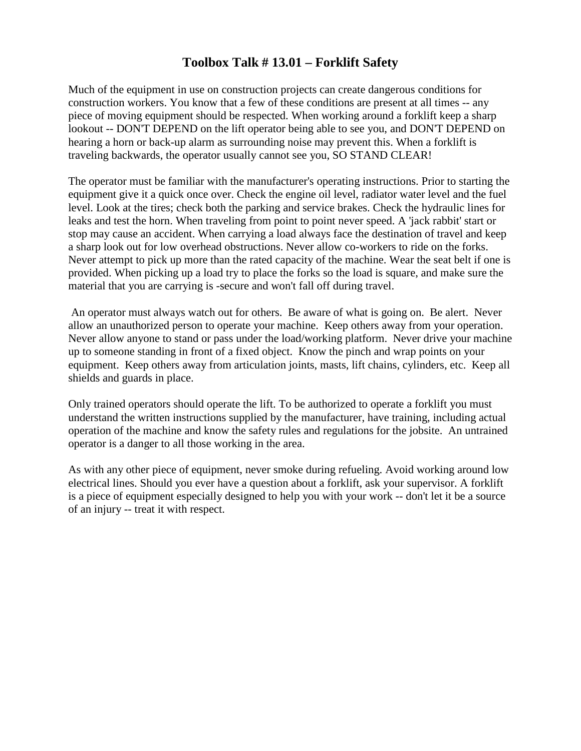# Toolbox Talk # 13.01 – Forklift Safety

Much of the equipment in use on construction projects can create dangerous conditions for construction workers. You know that a few of these conditions are present at all times -- any piece of moving equipment should be respected. When working around a forklift keep a sharp lookout -- DON'T DEPEND on the lift operator being able to see you, and DON'T DEPEND on hearing a horn or back-up alarm as surrounding noise may prevent this. When a forklift is traveling backwards, the operator usually cannot see you, SO STAND CLEAR!

The operator must be familiar with the manufacturer's operating instructions. Prior to starting the equipment give it a quick once over. Check the engine oil level, radiator water level and the fuel level. Look at the tires; check both the parking and service brakes. Check the hydraulic lines for leaks and test the horn. When traveling from point to point never speed. A 'jack rabbit' start or stop may cause an accident. When carrying a load always face the destination of travel and keep a sharp look out for low overhead obstructions. Never allow co-workers to ride on the forks. Never attempt to pick up more than the rated capacity of the machine. Wear the seat belt if one is provided. When picking up a load try to place the forks so the load is square, and make sure the material that you are carrying is -secure and won't fall off during travel.

An operator must always watch out for others. Be aware of what is going on. Be alert. Never allow an unauthorized person to operate your machine. Keep others away from your operation. Never allow anyone to stand or pass under the load/working platform. Never drive your machine up to someone standing in front of a fixed object. Know the pinch and wrap points on your equipment. Keep others away from articulation joints, masts, lift chains, cylinders, etc. Keep all shields and guards in place.

Only trained operators should operate the lift. To be authorized to operate a forklift you must understand the written instructions supplied by the manufacturer, have training, including actual operation of the machine and know the safety rules and regulations for the jobsite. An untrained operator is a danger to all those working in the area.

As with any other piece of equipment, never smoke during refueling. Avoid working around low electrical lines. Should you ever have a question about a forklift, ask your supervisor. A forklift is a piece of equipment especially designed to help you with your work -- don't let it be a source of an injury -- treat it with respect.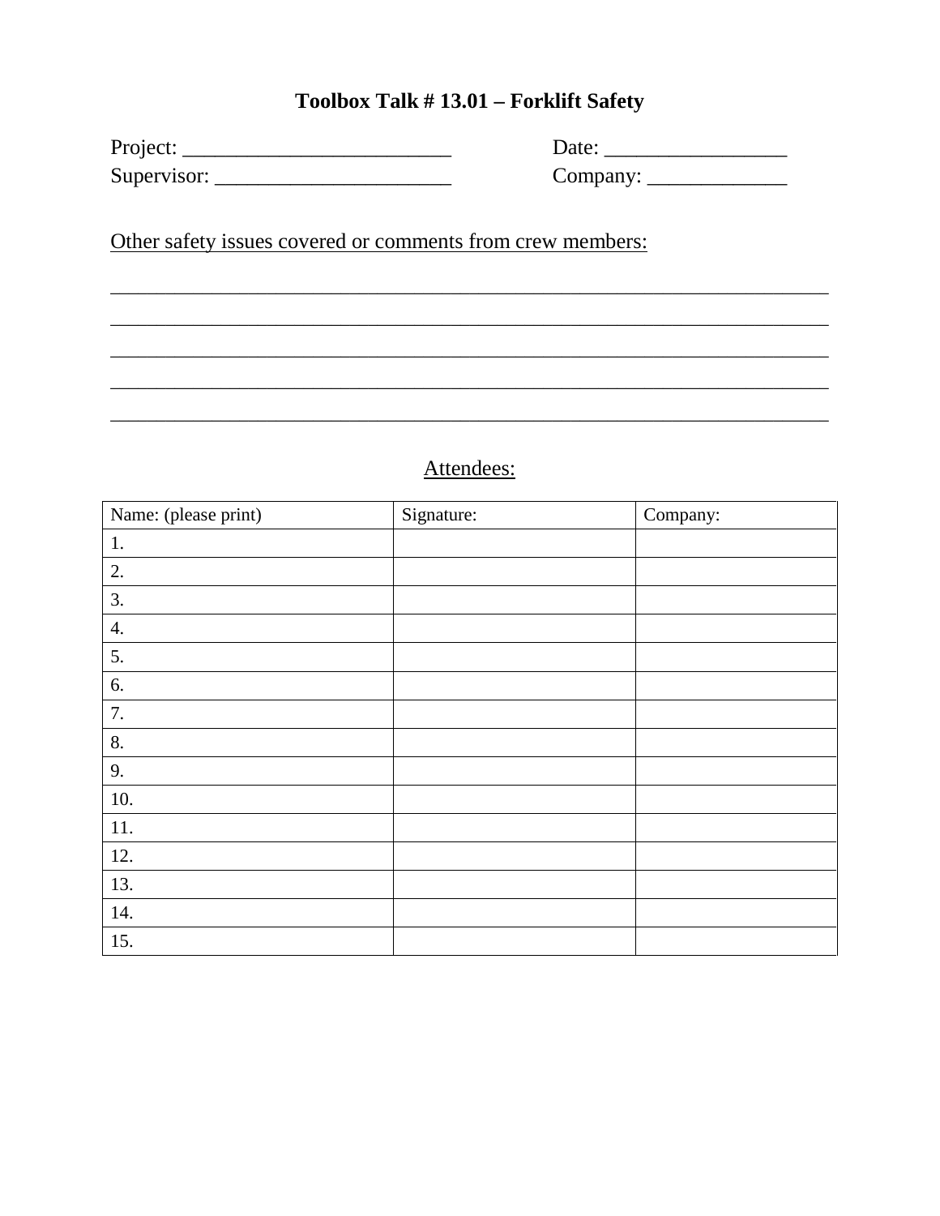# Toolbox Talk # 13.01 – Forklift Safety

Project: _________________________ Date: _________________

Supervisor: ______________________ Company: _____________

Other safety issues covered or comments from crew members:

___________________________________________________________________________

___________________________________________________________________________

___________________________________________________________________________

___________________________________________________________________________

___________________________________________________________________________

## Attendees:

| Name: (please print) | Signature: | Company: |
|---|---|---|
| 1. | | |
| 2. | | |
| 3. | | |
| 4. | | |
| 5. | | |
| 6. | | |
| 7. | | |
| 8. | | |
| 9. | | |
| 10. | | |
| 11. | | |
| 12. | | |
| 13. | | |
| 14. | | |
| 15. | | |